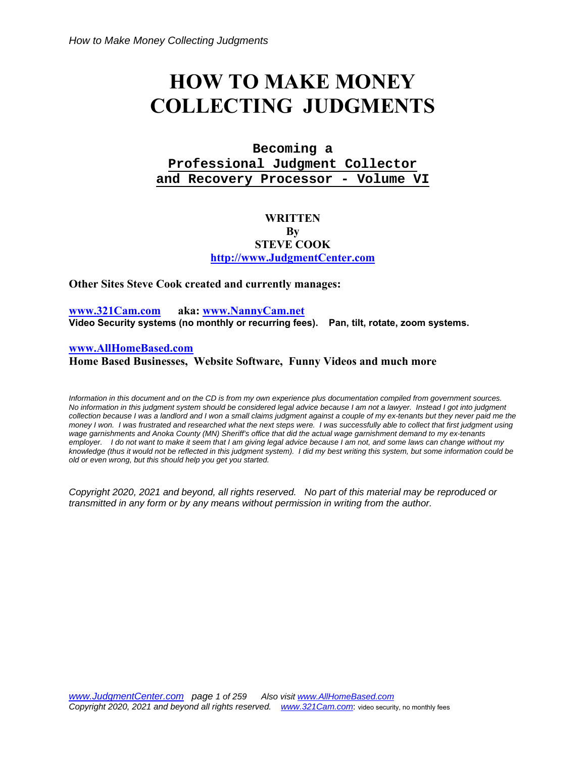# HOW TO MAKE MONEY COLLECTING JUDGMENTS

**Becoming a**
**Professional Judgment Collector**
**and Recovery Processor - Volume VI**

**WRITTEN**
**By**
**STEVE COOK**
**http://www.JudgmentCenter.com**

**Other Sites Steve Cook created and currently manages:**

**www.321Cam.com** **aka: www.NannyCam.net**
**Video Security systems (no monthly or recurring fees). Pan, tilt, rotate, zoom systems.**

**www.AllHomeBased.com**
**Home Based Businesses, Website Software, Funny Videos and much more**

*Information in this document and on the CD is from my own experience plus documentation compiled from government sources. No information in this judgment system should be considered legal advice because I am not a lawyer. Instead I got into judgment collection because I was a landlord and I won a small claims judgment against a couple of my ex-tenants but they never paid me the money I won. I was frustrated and researched what the next steps were. I was successfully able to collect that first judgment using wage garnishments and Anoka County (MN) Sheriff's office that did the actual wage garnishment demand to my ex-tenants employer. I do not want to make it seem that I am giving legal advice because I am not, and some laws can change without my knowledge (thus it would not be reflected in this judgment system). I did my best writing this system, but some information could be old or even wrong, but this should help you get you started.*

*Copyright 2020, 2021 and beyond, all rights reserved. No part of this material may be reproduced or transmitted in any form or by any means without permission in writing from the author.*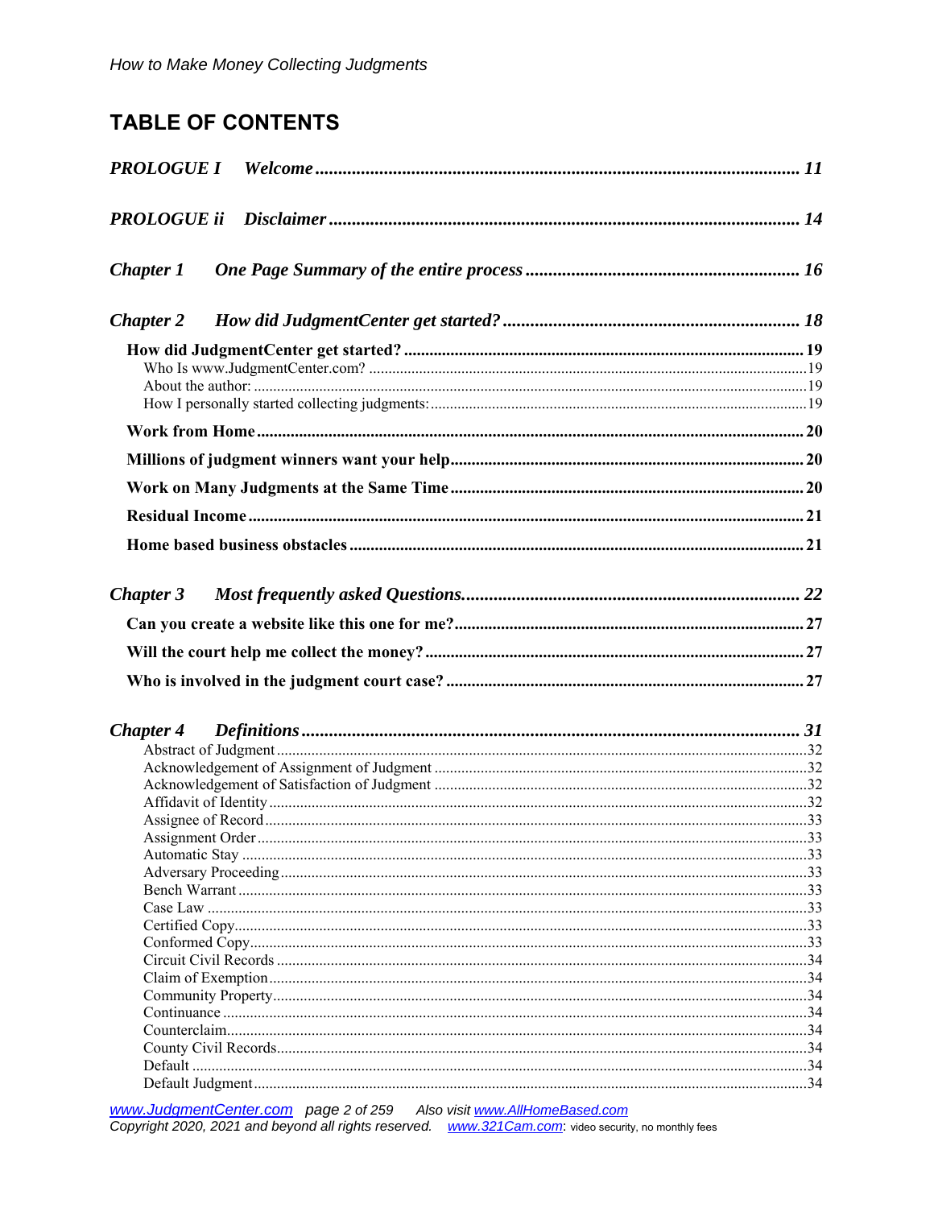# TABLE OF CONTENTS

***PROLOGUE I Welcome*** ........ ***11***

***PROLOGUE ii Disclaimer*** ........ ***14***

***Chapter 1 One Page Summary of the entire process*** ........ ***16***

***Chapter 2 How did JudgmentCenter get started?*** ........ ***18***

**How did JudgmentCenter get started?** ........ **19**

Who Is www.JudgmentCenter.com? ........ 19

About the author: ........ 19

How I personally started collecting judgments: ........ 19

**Work from Home** ........ **20**

**Millions of judgment winners want your help** ........ **20**

**Work on Many Judgments at the Same Time** ........ **20**

**Residual Income** ........ **21**

**Home based business obstacles** ........ **21**

***Chapter 3 Most frequently asked Questions.*** ........ ***22***

**Can you create a website like this one for me?** ........ **27**

**Will the court help me collect the money?** ........ **27**

**Who is involved in the judgment court case?** ........ **27**

***Chapter 4 Definitions*** ........ ***31***

Abstract of Judgment ........ 32

Acknowledgement of Assignment of Judgment ........ 32

Acknowledgement of Satisfaction of Judgment ........ 32

Affidavit of Identity ........ 32

Assignee of Record ........ 33

Assignment Order ........ 33

Automatic Stay ........ 33

Adversary Proceeding ........ 33

Bench Warrant ........ 33

Case Law ........ 33

Certified Copy ........ 33

Conformed Copy ........ 33

Circuit Civil Records ........ 34

Claim of Exemption ........ 34

Community Property ........ 34

Continuance ........ 34

Counterclaim ........ 34

County Civil Records ........ 34

Default ........ 34

Default Judgment ........ 34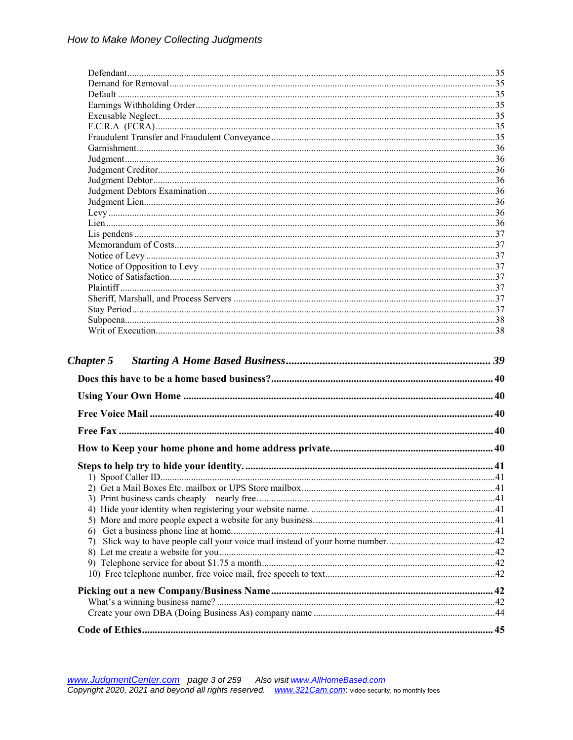Defendant.....35
Demand for Removal.....35
Default.....35
Earnings Withholding Order.....35
Excusable Neglect.....35
F.C.R.A (FCRA).....35
Fraudulent Transfer and Fraudulent Conveyance.....35
Garnishment.....36
Judgment.....36
Judgment Creditor.....36
Judgment Debtor.....36
Judgment Debtors Examination.....36
Judgment Lien.....36
Levy.....36
Lien.....36
Lis pendens.....37
Memorandum of Costs.....37
Notice of Levy.....37
Notice of Opposition to Levy.....37
Notice of Satisfaction.....37
Plaintiff.....37
Sheriff, Marshall, and Process Servers.....37
Stay Period.....37
Subpoena.....38
Writ of Execution.....38

***Chapter 5 Starting A Home Based Business.....39***

**Does this have to be a home based business?.....40**

**Using Your Own Home.....40**

**Free Voice Mail.....40**

**Free Fax.....40**

**How to Keep your home phone and home address private.....40**

**Steps to help try to hide your identity......41**

1) Spoof Caller ID.....41
2) Get a Mail Boxes Etc. mailbox or UPS Store mailbox.....41
3) Print business cards cheaply – nearly free.....41
4) Hide your identity when registering your website name......41
5) More and more people expect a website for any business......41
6) Get a business phone line at home.....41
7) Slick way to have people call your voice mail instead of your home number.....42
8) Let me create a website for you.....42
9) Telephone service for about $1.75 a month.....42
10) Free telephone number, free voice mail, free speech to text.....42

**Picking out a new Company/Business Name.....42**

What's a winning business name?.....42
Create your own DBA (Doing Business As) company name.....44

**Code of Ethics.....45**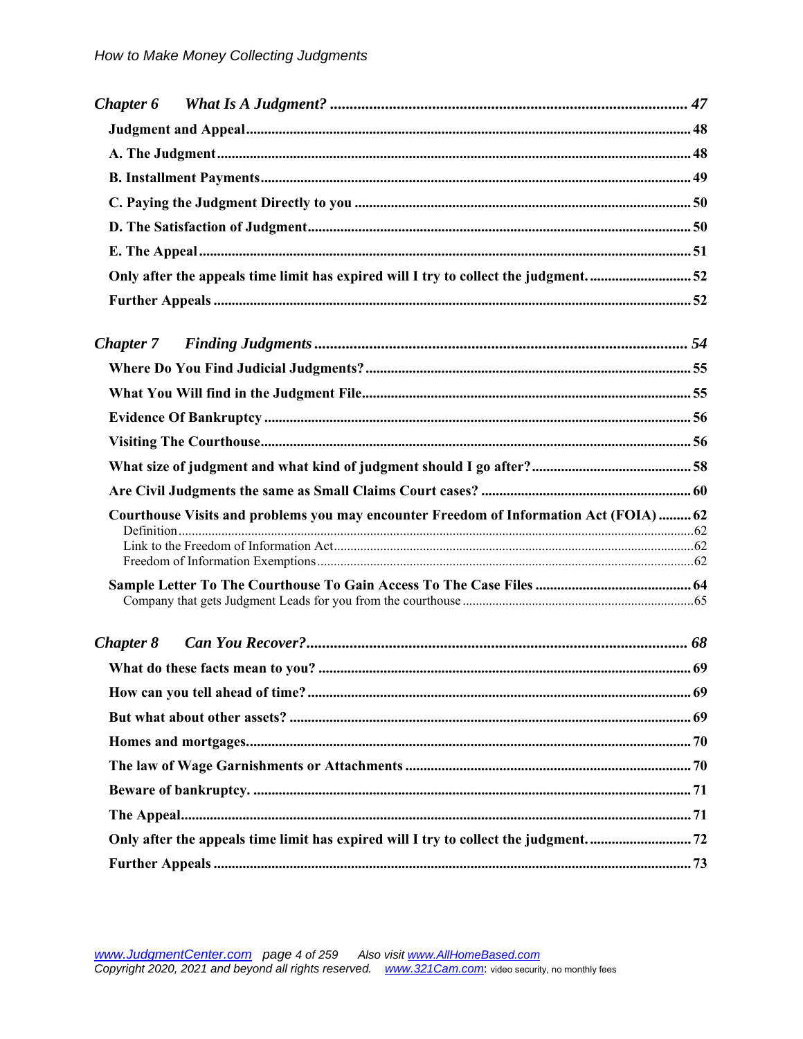*Chapter 6 What Is A Judgment?* ..... *47*

**Judgment and Appeal** ..... **48**

**A. The Judgment** ..... **48**

**B. Installment Payments** ..... **49**

**C. Paying the Judgment Directly to you** ..... **50**

**D. The Satisfaction of Judgment** ..... **50**

**E. The Appeal** ..... **51**

**Only after the appeals time limit has expired will I try to collect the judgment.** ..... **52**

**Further Appeals** ..... **52**

*Chapter 7 Finding Judgments* ..... *54*

**Where Do You Find Judicial Judgments?** ..... **55**

**What You Will find in the Judgment File** ..... **55**

**Evidence Of Bankruptcy** ..... **56**

**Visiting The Courthouse** ..... **56**

**What size of judgment and what kind of judgment should I go after?** ..... **58**

**Are Civil Judgments the same as Small Claims Court cases?** ..... **60**

**Courthouse Visits and problems you may encounter Freedom of Information Act (FOIA)** ..... **62**

Definition ..... 62

Link to the Freedom of Information Act ..... 62

Freedom of Information Exemptions ..... 62

**Sample Letter To The Courthouse To Gain Access To The Case Files** ..... **64**

Company that gets Judgment Leads for you from the courthouse ..... 65

*Chapter 8 Can You Recover?* ..... *68*

**What do these facts mean to you?** ..... **69**

**How can you tell ahead of time?** ..... **69**

**But what about other assets?** ..... **69**

**Homes and mortgages** ..... **70**

**The law of Wage Garnishments or Attachments** ..... **70**

**Beware of bankruptcy.** ..... **71**

**The Appeal** ..... **71**

**Only after the appeals time limit has expired will I try to collect the judgment.** ..... **72**

**Further Appeals** ..... **73**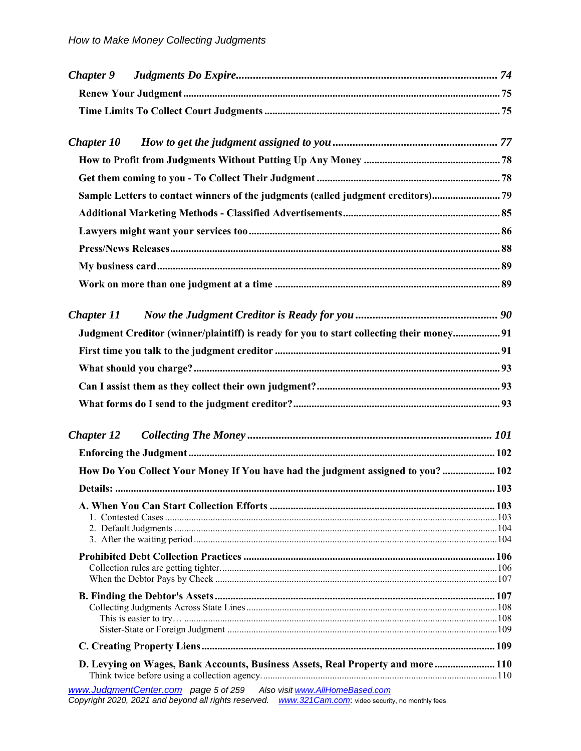*Chapter 9 Judgments Do Expire* ........ *74*

**Renew Your Judgment** ........ **75**

**Time Limits To Collect Court Judgments** ........ **75**

*Chapter 10 How to get the judgment assigned to you* ........ *77*

**How to Profit from Judgments Without Putting Up Any Money** ........ **78**

**Get them coming to you - To Collect Their Judgment** ........ **78**

**Sample Letters to contact winners of the judgments (called judgment creditors)** ........ **79**

**Additional Marketing Methods - Classified Advertisements** ........ **85**

**Lawyers might want your services too** ........ **86**

**Press/News Releases** ........ **88**

**My business card** ........ **89**

**Work on more than one judgment at a time** ........ **89**

*Chapter 11 Now the Judgment Creditor is Ready for you* ........ *90*

**Judgment Creditor (winner/plaintiff) is ready for you to start collecting their money** ........ **91**

**First time you talk to the judgment creditor** ........ **91**

**What should you charge?** ........ **93**

**Can I assist them as they collect their own judgment?** ........ **93**

**What forms do I send to the judgment creditor?** ........ **93**

*Chapter 12 Collecting The Money* ........ *101*

**Enforcing the Judgment** ........ **102**

**How Do You Collect Your Money If You have had the judgment assigned to you?** ........ **102**

**Details:** ........ **103**

**A. When You Can Start Collection Efforts** ........ **103**

1. Contested Cases ........ 103
2. Default Judgments ........ 104
3. After the waiting period ........ 104

**Prohibited Debt Collection Practices** ........ **106**

Collection rules are getting tighter. ........ 106

When the Debtor Pays by Check ........ 107

**B. Finding the Debtor's Assets** ........ **107**

Collecting Judgments Across State Lines ........ 108

This is easier to try… ........ 108

Sister-State or Foreign Judgment ........ 109

**C. Creating Property Liens** ........ **109**

**D. Levying on Wages, Bank Accounts, Business Assets, Real Property and more** ........ **110**

Think twice before using a collection agency. ........ 110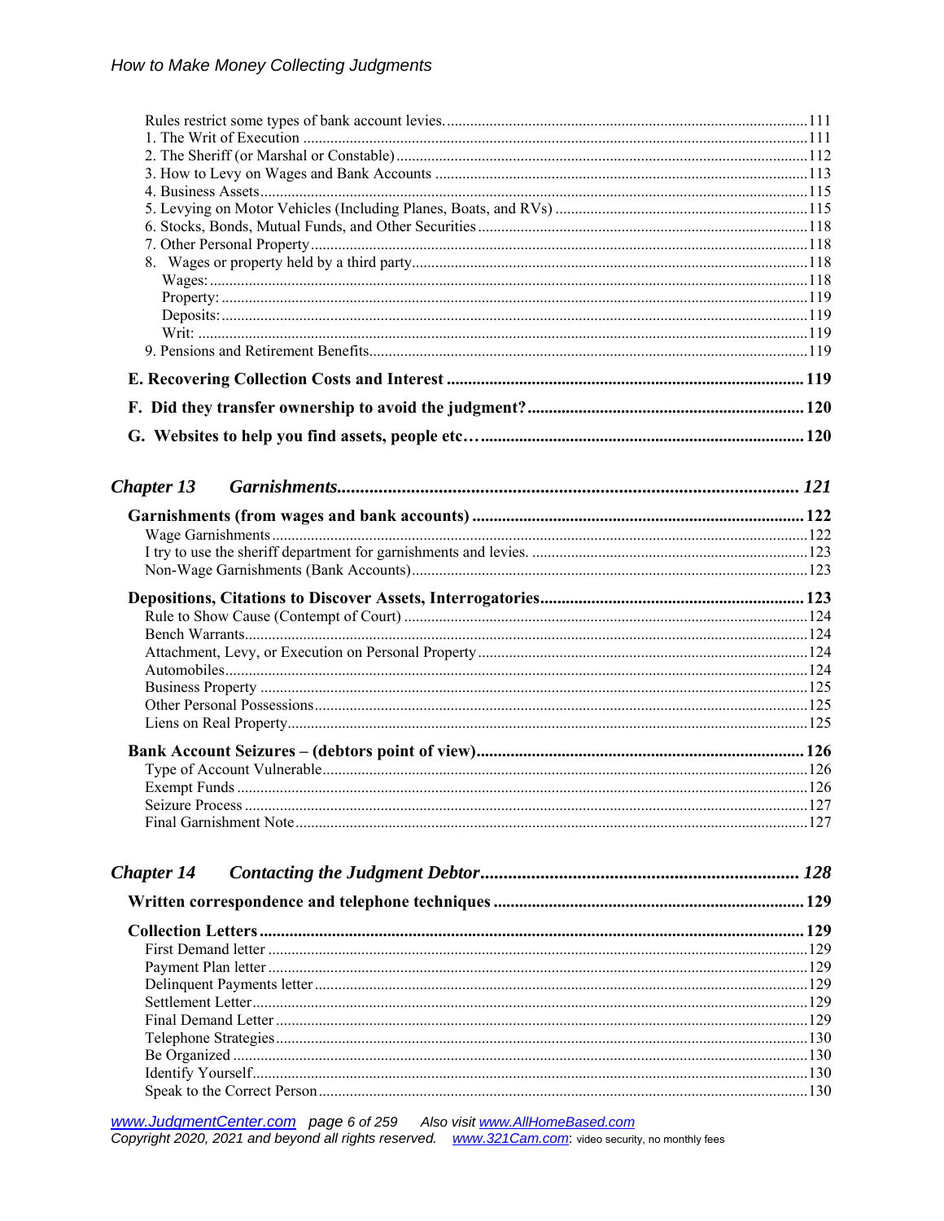Rules restrict some types of bank account levies. 111
1. The Writ of Execution 111
2. The Sheriff (or Marshal or Constable) 112
3. How to Levy on Wages and Bank Accounts 113
4. Business Assets 115
5. Levying on Motor Vehicles (Including Planes, Boats, and RVs) 115
6. Stocks, Bonds, Mutual Funds, and Other Securities 118
7. Other Personal Property 118
8. Wages or property held by a third party 118
Wages: 118
Property: 119
Deposits: 119
Writ: 119
9. Pensions and Retirement Benefits 119

**E. Recovering Collection Costs and Interest 119**

**F. Did they transfer ownership to avoid the judgment? 120**

**G. Websites to help you find assets, people etc… 120**

## *Chapter 13 Garnishments 121*

**Garnishments (from wages and bank accounts) 122**
Wage Garnishments 122
I try to use the sheriff department for garnishments and levies. 123
Non-Wage Garnishments (Bank Accounts) 123

**Depositions, Citations to Discover Assets, Interrogatories 123**
Rule to Show Cause (Contempt of Court) 124
Bench Warrants 124
Attachment, Levy, or Execution on Personal Property 124
Automobiles 124
Business Property 125
Other Personal Possessions 125
Liens on Real Property 125

**Bank Account Seizures – (debtors point of view) 126**
Type of Account Vulnerable 126
Exempt Funds 126
Seizure Process 127
Final Garnishment Note 127

## *Chapter 14 Contacting the Judgment Debtor 128*

**Written correspondence and telephone techniques 129**

**Collection Letters 129**
First Demand letter 129
Payment Plan letter 129
Delinquent Payments letter 129
Settlement Letter 129
Final Demand Letter 129
Telephone Strategies 130
Be Organized 130
Identify Yourself 130
Speak to the Correct Person 130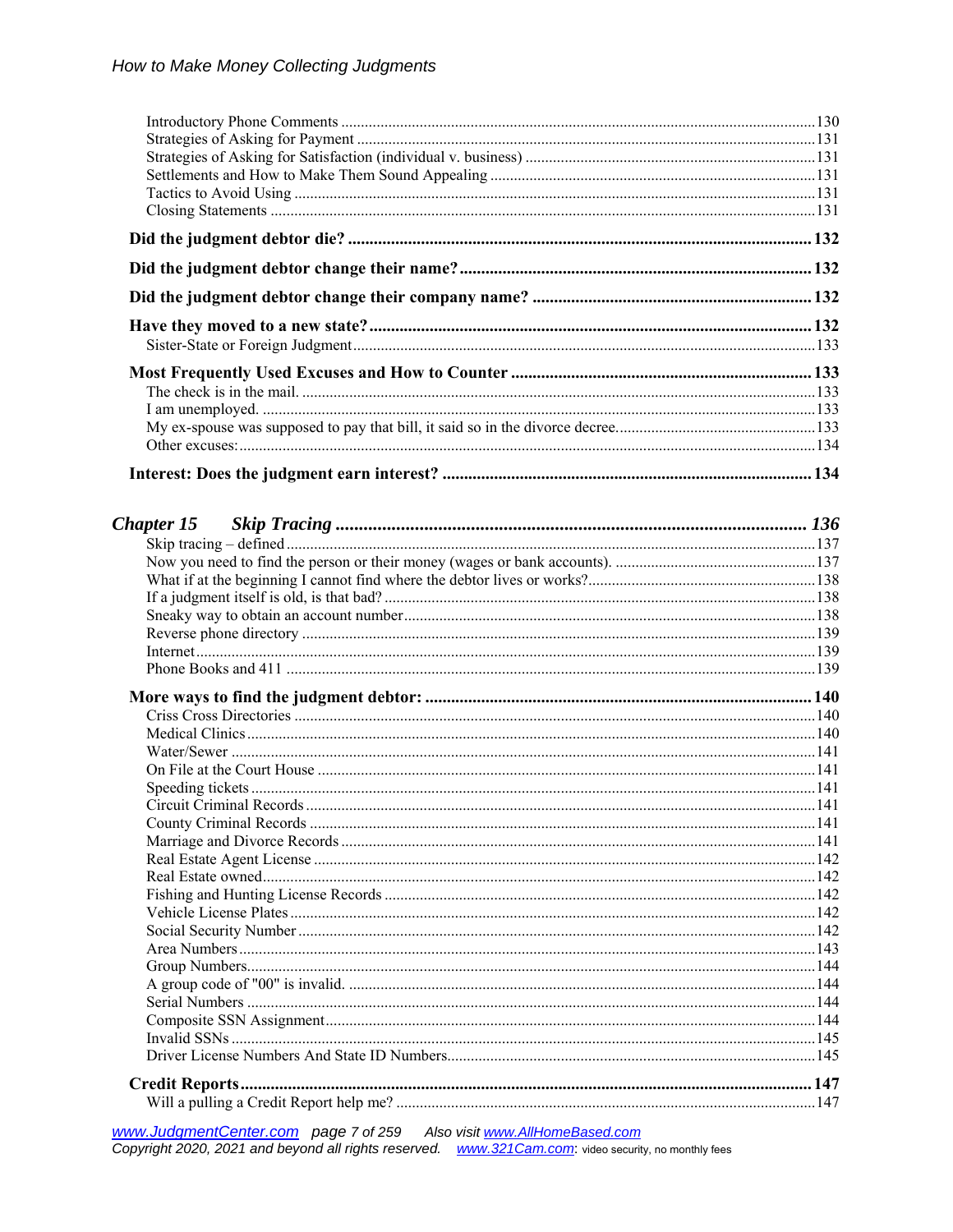Introductory Phone Comments ........................................................................................................130
Strategies of Asking for Payment ....................................................................................................131
Strategies of Asking for Satisfaction (individual v. business) .........................................................131
Settlements and How to Make Them Sound Appealing ..................................................................131
Tactics to Avoid Using ....................................................................................................................131
Closing Statements ..........................................................................................................................131

**Did the judgment debtor die? .......................................................................................................... 132**

**Did the judgment debtor change their name? ................................................................................ 132**

**Did the judgment debtor change their company name? ................................................................ 132**

**Have they moved to a new state? ..................................................................................................... 132**
Sister-State or Foreign Judgment ....................................................................................................133

**Most Frequently Used Excuses and How to Counter ..................................................................... 133**
The check is in the mail. ..................................................................................................................133
I am unemployed. ............................................................................................................................133
My ex-spouse was supposed to pay that bill, it said so in the divorce decree...................................133
Other excuses: ..................................................................................................................................134

**Interest: Does the judgment earn interest? ..................................................................................... 134**

***Chapter 15 Skip Tracing ....................................................................................................... 136***
Skip tracing – defined ......................................................................................................................137
Now you need to find the person or their money (wages or bank accounts). ..................................137
What if at the beginning I cannot find where the debtor lives or works? .........................................138
If a judgment itself is old, is that bad? .............................................................................................138
Sneaky way to obtain an account number ........................................................................................138
Reverse phone directory ..................................................................................................................139
Internet ............................................................................................................................................139
Phone Books and 411 ......................................................................................................................139

**More ways to find the judgment debtor: ......................................................................................... 140**
Criss Cross Directories ...................................................................................................................140
Medical Clinics ................................................................................................................................140
Water/Sewer ...................................................................................................................................141
On File at the Court House .............................................................................................................141
Speeding tickets ..............................................................................................................................141
Circuit Criminal Records .................................................................................................................141
County Criminal Records ................................................................................................................141
Marriage and Divorce Records ........................................................................................................141
Real Estate Agent License ..............................................................................................................142
Real Estate owned ...........................................................................................................................142
Fishing and Hunting License Records .............................................................................................142
Vehicle License Plates .....................................................................................................................142
Social Security Number ...................................................................................................................142
Area Numbers .................................................................................................................................143
Group Numbers ...............................................................................................................................144
A group code of "00" is invalid. ......................................................................................................144
Serial Numbers ...............................................................................................................................144
Composite SSN Assignment ............................................................................................................144
Invalid SSNs ...................................................................................................................................145
Driver License Numbers And State ID Numbers .............................................................................145

**Credit Reports .................................................................................................................................. 147**
Will a pulling a Credit Report help me? ..........................................................................................147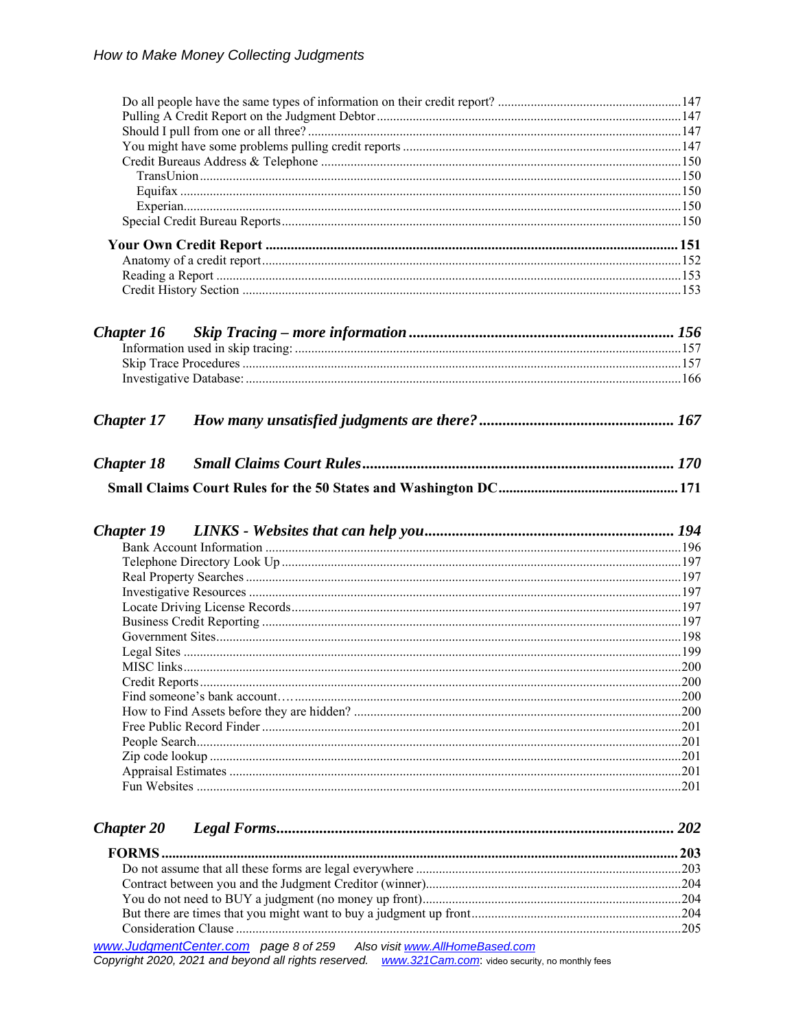Do all people have the same types of information on their credit report? ....147
Pulling A Credit Report on the Judgment Debtor ....147
Should I pull from one or all three? ....147
You might have some problems pulling credit reports ....147
Credit Bureaus Address & Telephone ....150
TransUnion ....150
Equifax ....150
Experian ....150
Special Credit Bureau Reports ....150

**Your Own Credit Report ....151**
Anatomy of a credit report ....152
Reading a Report ....153
Credit History Section ....153

***Chapter 16 Skip Tracing – more information .... 156***
Information used in skip tracing: ....157
Skip Trace Procedures ....157
Investigative Database: ....166

***Chapter 17 How many unsatisfied judgments are there? .... 167***

***Chapter 18 Small Claims Court Rules .... 170***

**Small Claims Court Rules for the 50 States and Washington DC ....171**

***Chapter 19 LINKS - Websites that can help you .... 194***
Bank Account Information ....196
Telephone Directory Look Up ....197
Real Property Searches ....197
Investigative Resources ....197
Locate Driving License Records ....197
Business Credit Reporting ....197
Government Sites ....198
Legal Sites ....199
MISC links ....200
Credit Reports ....200
Find someone's bank account…. ....200
How to Find Assets before they are hidden? ....200
Free Public Record Finder ....201
People Search ....201
Zip code lookup ....201
Appraisal Estimates ....201
Fun Websites ....201

***Chapter 20 Legal Forms .... 202***

**FORMS ....203**
Do not assume that all these forms are legal everywhere ....203
Contract between you and the Judgment Creditor (winner) ....204
You do not need to BUY a judgment (no money up front) ....204
But there are times that you might want to buy a judgment up front ....204
Consideration Clause ....205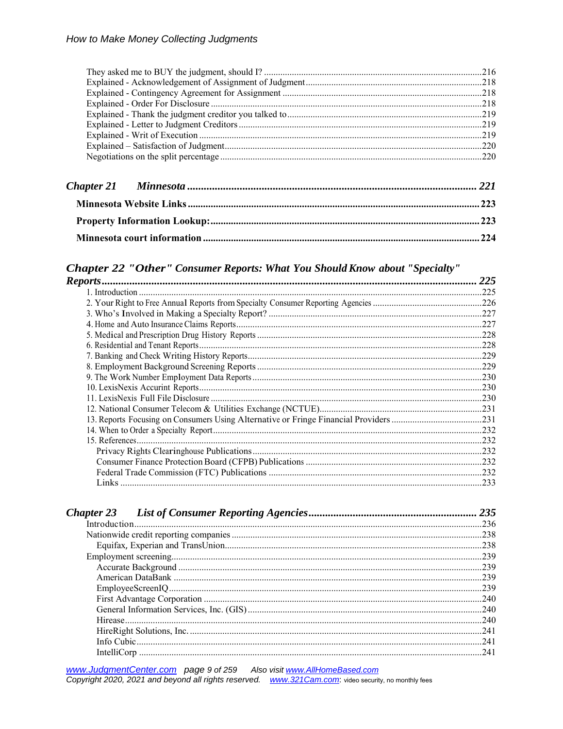They asked me to BUY the judgment, should I? ....216
Explained - Acknowledgement of Assignment of Judgment ....218
Explained - Contingency Agreement for Assignment ....218
Explained - Order For Disclosure ....218
Explained - Thank the judgment creditor you talked to ....219
Explained - Letter to Judgment Creditors ....219
Explained - Writ of Execution ....219
Explained – Satisfaction of Judgment ....220
Negotiations on the split percentage ....220

***Chapter 21 Minnesota ....221***

**Minnesota Website Links ....223**

**Property Information Lookup: ....223**

**Minnesota court information ....224**

***Chapter 22 "Other" Consumer Reports: What You Should Know about "Specialty" Reports ....225***

1. Introduction ....225
2. Your Right to Free Annual Reports from Specialty Consumer Reporting Agencies ....226
3. Who's Involved in Making a Specialty Report? ....227
4. Home and Auto Insurance Claims Reports ....227
5. Medical and Prescription Drug History Reports ....228
6. Residential and Tenant Reports ....228
7. Banking and Check Writing History Reports ....229
8. Employment Background Screening Reports ....229
9. The Work Number Employment Data Reports ....230
10. LexisNexis Accurint Reports ....230
11. LexisNexis Full File Disclosure ....230
12. National Consumer Telecom & Utilities Exchange (NCTUE) ....231
13. Reports Focusing on Consumers Using Alternative or Fringe Financial Providers ....231
14. When to Order a Specialty Report ....232
15. References ....232
    Privacy Rights Clearinghouse Publications ....232
    Consumer Finance Protection Board (CFPB) Publications ....232
    Federal Trade Commission (FTC) Publications ....232
    Links ....233

***Chapter 23 List of Consumer Reporting Agencies ....235***

Introduction ....236
Nationwide credit reporting companies ....238
    Equifax, Experian and TransUnion ....238
Employment screening ....239
    Accurate Background ....239
    American DataBank ....239
    EmployeeScreenIQ ....239
    First Advantage Corporation ....240
    General Information Services, Inc. (GIS) ....240
    Hirease ....240
    HireRight Solutions, Inc. ....241
    Info Cubic ....241
    IntelliCorp ....241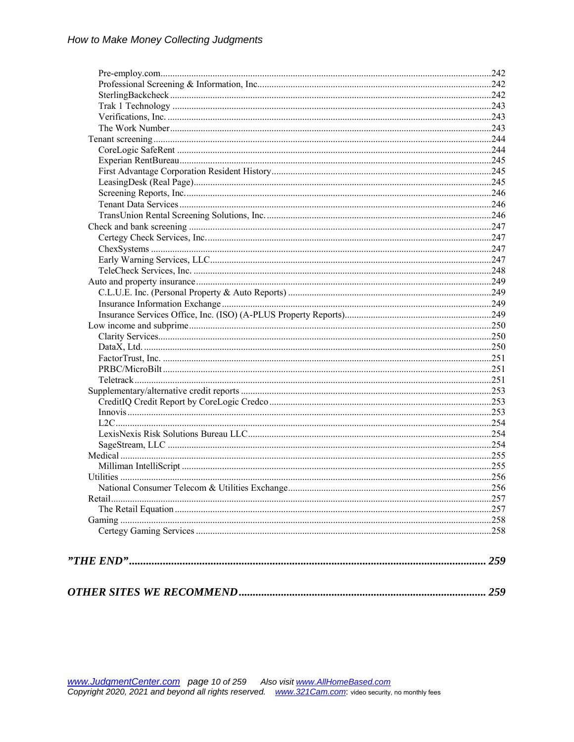- Pre-employ.com....242
- Professional Screening & Information, Inc....242
- SterlingBackcheck....242
- Trak 1 Technology....243
- Verifications, Inc. ....243
- The Work Number....243

Tenant screening....244
- CoreLogic SafeRent....244
- Experian RentBureau....245
- First Advantage Corporation Resident History....245
- LeasingDesk (Real Page)....245
- Screening Reports, Inc.....246
- Tenant Data Services....246
- TransUnion Rental Screening Solutions, Inc. ....246

Check and bank screening....247
- Certegy Check Services, Inc.....247
- ChexSystems....247
- Early Warning Services, LLC....247
- TeleCheck Services, Inc. ....248

Auto and property insurance....249
- C.L.U.E. Inc. (Personal Property & Auto Reports)....249
- Insurance Information Exchange....249
- Insurance Services Office, Inc. (ISO) (A-PLUS Property Reports)....249

Low income and subprime....250
- Clarity Services....250
- DataX, Ltd. ....250
- FactorTrust, Inc. ....251
- PRBC/MicroBilt....251
- Teletrack....251

Supplementary/alternative credit reports....253
- CreditIQ Credit Report by CoreLogic Credco....253
- Innovis....253
- L2C....254
- LexisNexis Risk Solutions Bureau LLC....254
- SageStream, LLC....254

Medical....255
- Milliman IntelliScript....255

Utilities....256
- National Consumer Telecom & Utilities Exchange....256

Retail....257
- The Retail Equation....257

Gaming....258
- Certegy Gaming Services....258

***"THE END"....259***

***OTHER SITES WE RECOMMEND....259***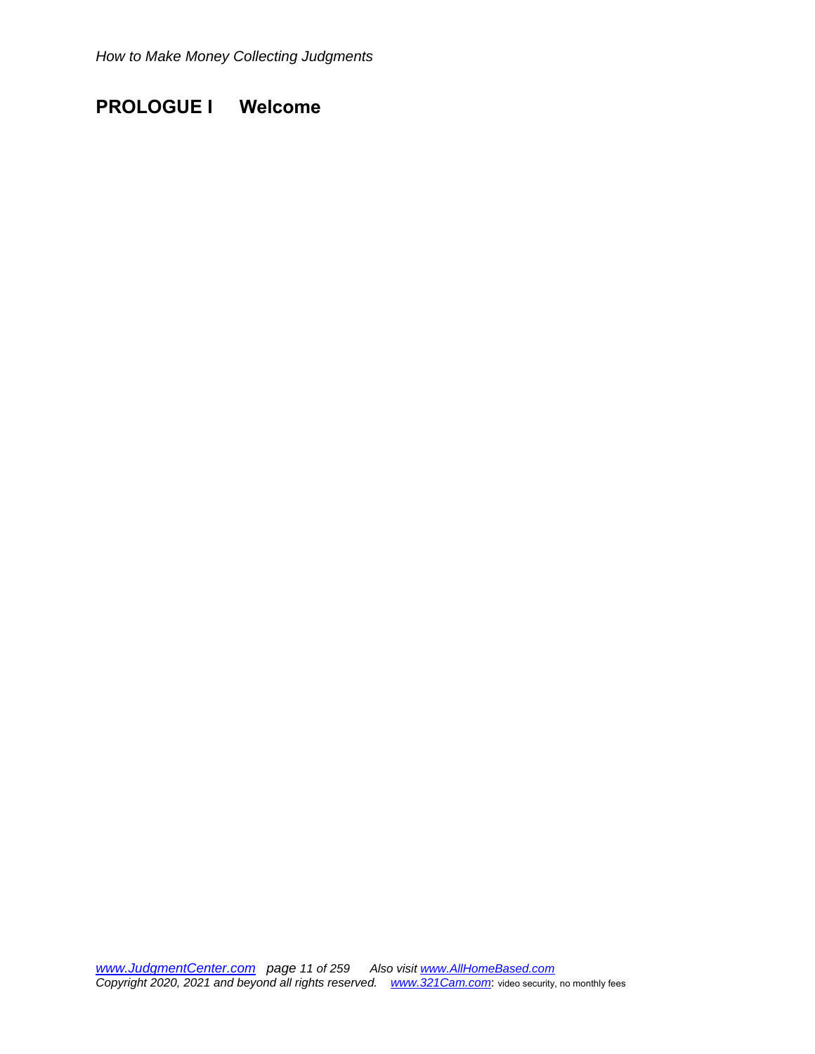## PROLOGUE I Welcome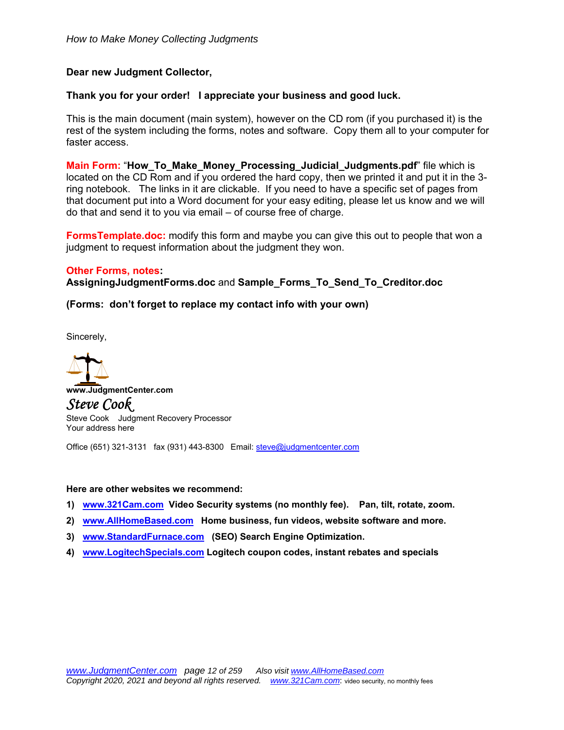**Dear new Judgment Collector,**

**Thank you for your order! I appreciate your business and good luck.**

This is the main document (main system), however on the CD rom (if you purchased it) is the rest of the system including the forms, notes and software. Copy them all to your computer for faster access.

**Main Form:** "**How_To_Make_Money_Processing_Judicial_Judgments.pdf**" file which is located on the CD Rom and if you ordered the hard copy, then we printed it and put it in the 3-ring notebook. The links in it are clickable. If you need to have a specific set of pages from that document put into a Word document for your easy editing, please let us know and we will do that and send it to you via email – of course free of charge.

**FormsTemplate.doc:** modify this form and maybe you can give this out to people that won a judgment to request information about the judgment they won.

**Other Forms, notes:**
**AssigningJudgmentForms.doc** and **Sample_Forms_To_Send_To_Creditor.doc**

**(Forms: don't forget to replace my contact info with your own)**

Sincerely,

**www.JudgmentCenter.com**
*Steve Cook*
Steve Cook Judgment Recovery Processor
Your address here

Office (651) 321-3131 fax (931) 443-8300 Email: steve@judgmentcenter.com

**Here are other websites we recommend:**

1) **www.321Cam.com Video Security systems (no monthly fee). Pan, tilt, rotate, zoom.**
2) **www.AllHomeBased.com Home business, fun videos, website software and more.**
3) **www.StandardFurnace.com (SEO) Search Engine Optimization.**
4) **www.LogitechSpecials.com Logitech coupon codes, instant rebates and specials**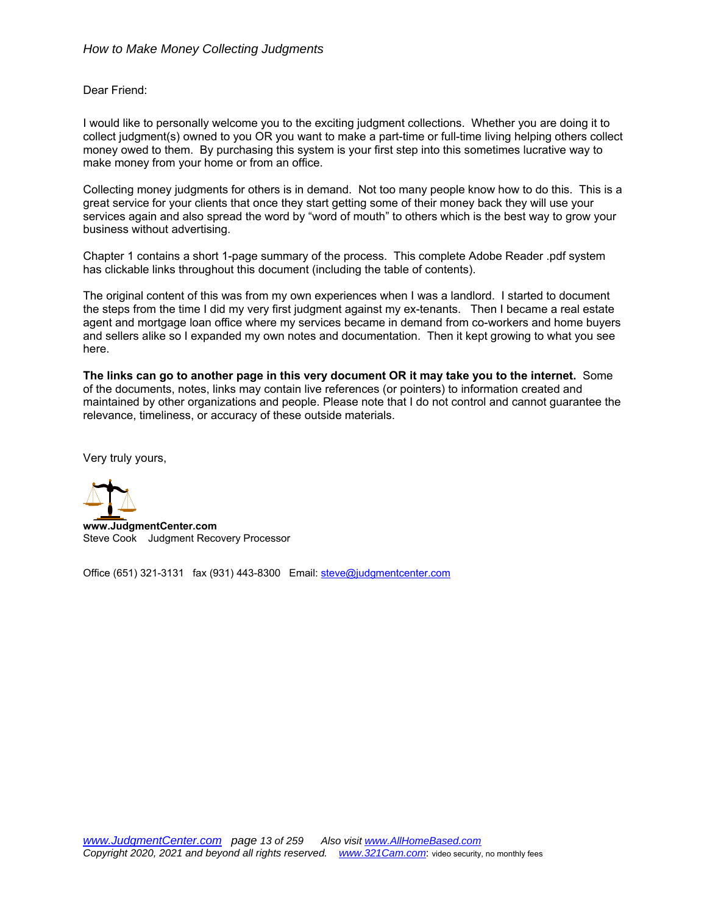Dear Friend:

I would like to personally welcome you to the exciting judgment collections. Whether you are doing it to collect judgment(s) owned to you OR you want to make a part-time or full-time living helping others collect money owed to them. By purchasing this system is your first step into this sometimes lucrative way to make money from your home or from an office.

Collecting money judgments for others is in demand. Not too many people know how to do this. This is a great service for your clients that once they start getting some of their money back they will use your services again and also spread the word by "word of mouth" to others which is the best way to grow your business without advertising.

Chapter 1 contains a short 1-page summary of the process. This complete Adobe Reader .pdf system has clickable links throughout this document (including the table of contents).

The original content of this was from my own experiences when I was a landlord. I started to document the steps from the time I did my very first judgment against my ex-tenants. Then I became a real estate agent and mortgage loan office where my services became in demand from co-workers and home buyers and sellers alike so I expanded my own notes and documentation. Then it kept growing to what you see here.

**The links can go to another page in this very document OR it may take you to the internet.** Some of the documents, notes, links may contain live references (or pointers) to information created and maintained by other organizations and people. Please note that I do not control and cannot guarantee the relevance, timeliness, or accuracy of these outside materials.

Very truly yours,

**www.JudgmentCenter.com**
Steve Cook Judgment Recovery Processor

Office (651) 321-3131 fax (931) 443-8300 Email: steve@judgmentcenter.com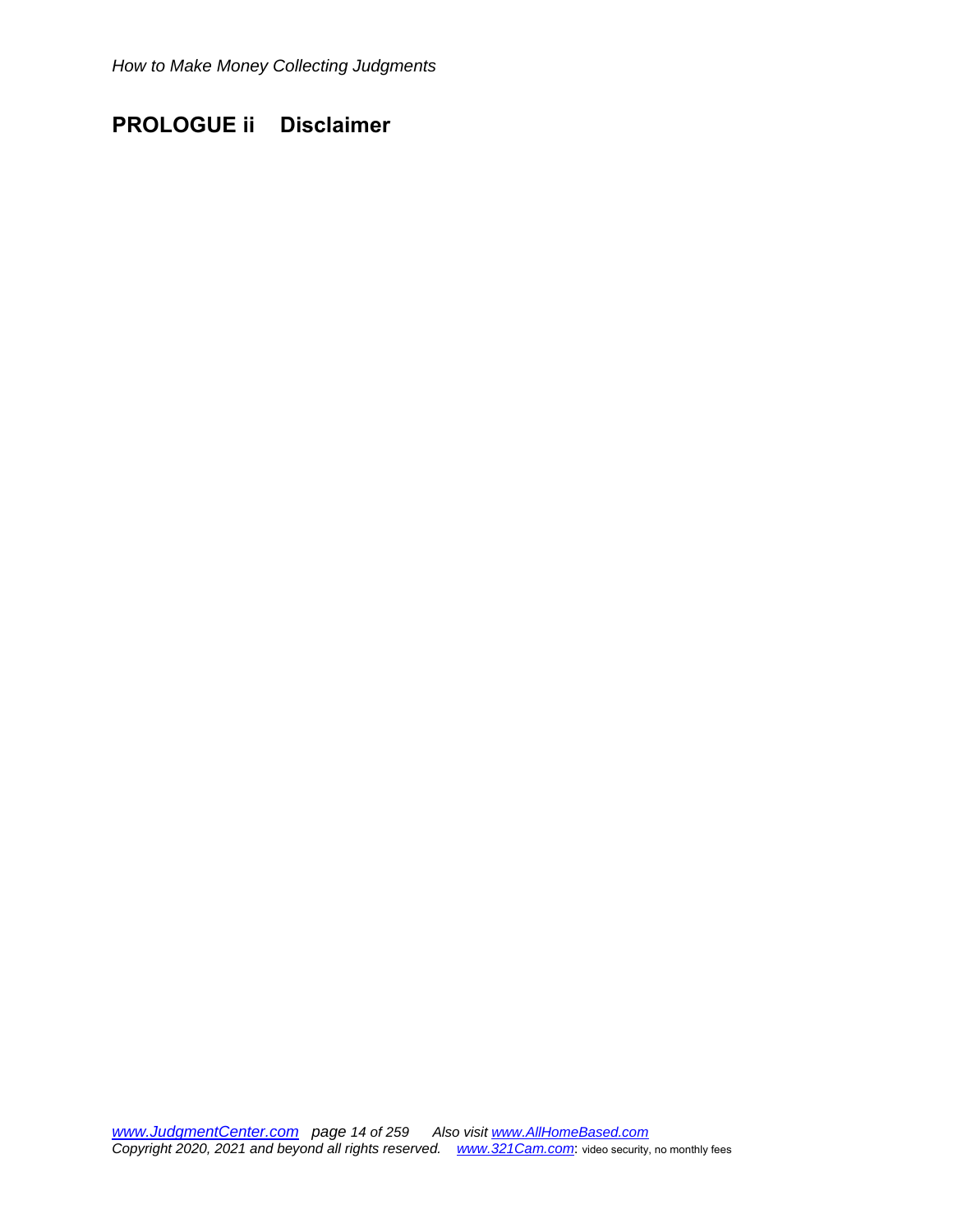## PROLOGUE ii Disclaimer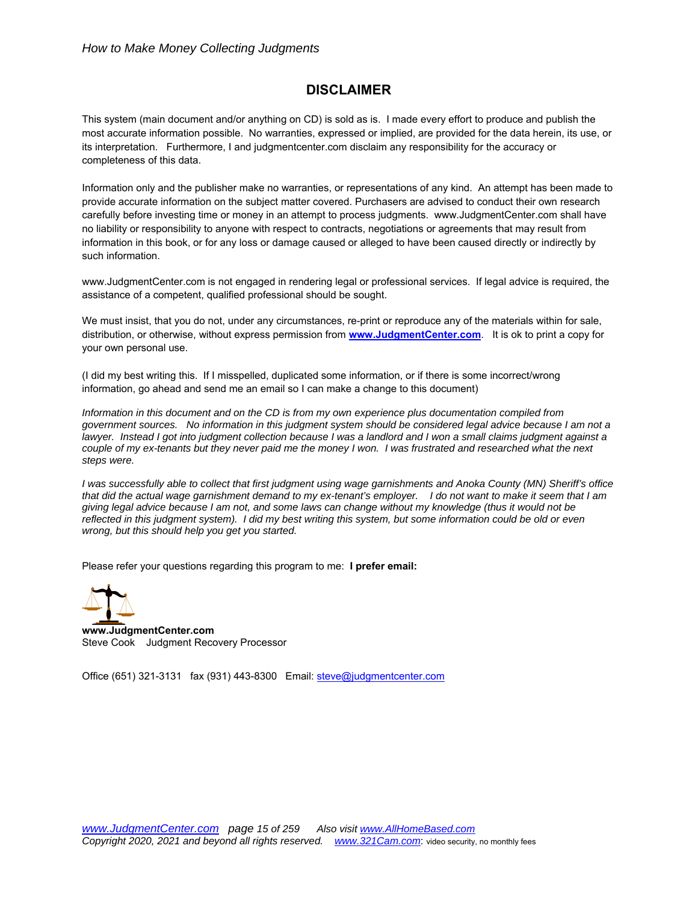## DISCLAIMER

This system (main document and/or anything on CD) is sold as is. I made every effort to produce and publish the most accurate information possible. No warranties, expressed or implied, are provided for the data herein, its use, or its interpretation. Furthermore, I and judgmentcenter.com disclaim any responsibility for the accuracy or completeness of this data.

Information only and the publisher make no warranties, or representations of any kind. An attempt has been made to provide accurate information on the subject matter covered. Purchasers are advised to conduct their own research carefully before investing time or money in an attempt to process judgments. www.JudgmentCenter.com shall have no liability or responsibility to anyone with respect to contracts, negotiations or agreements that may result from information in this book, or for any loss or damage caused or alleged to have been caused directly or indirectly by such information.

www.JudgmentCenter.com is not engaged in rendering legal or professional services. If legal advice is required, the assistance of a competent, qualified professional should be sought.

We must insist, that you do not, under any circumstances, re-print or reproduce any of the materials within for sale, distribution, or otherwise, without express permission from **www.JudgmentCenter.com**. It is ok to print a copy for your own personal use.

(I did my best writing this. If I misspelled, duplicated some information, or if there is some incorrect/wrong information, go ahead and send me an email so I can make a change to this document)

*Information in this document and on the CD is from my own experience plus documentation compiled from government sources. No information in this judgment system should be considered legal advice because I am not a lawyer. Instead I got into judgment collection because I was a landlord and I won a small claims judgment against a couple of my ex-tenants but they never paid me the money I won. I was frustrated and researched what the next steps were.*

*I was successfully able to collect that first judgment using wage garnishments and Anoka County (MN) Sheriff's office that did the actual wage garnishment demand to my ex-tenant's employer. I do not want to make it seem that I am giving legal advice because I am not, and some laws can change without my knowledge (thus it would not be reflected in this judgment system). I did my best writing this system, but some information could be old or even wrong, but this should help you get you started.*

Please refer your questions regarding this program to me: **I prefer email:**

**www.JudgmentCenter.com**
Steve Cook Judgment Recovery Processor

Office (651) 321-3131 fax (931) 443-8300 Email: steve@judgmentcenter.com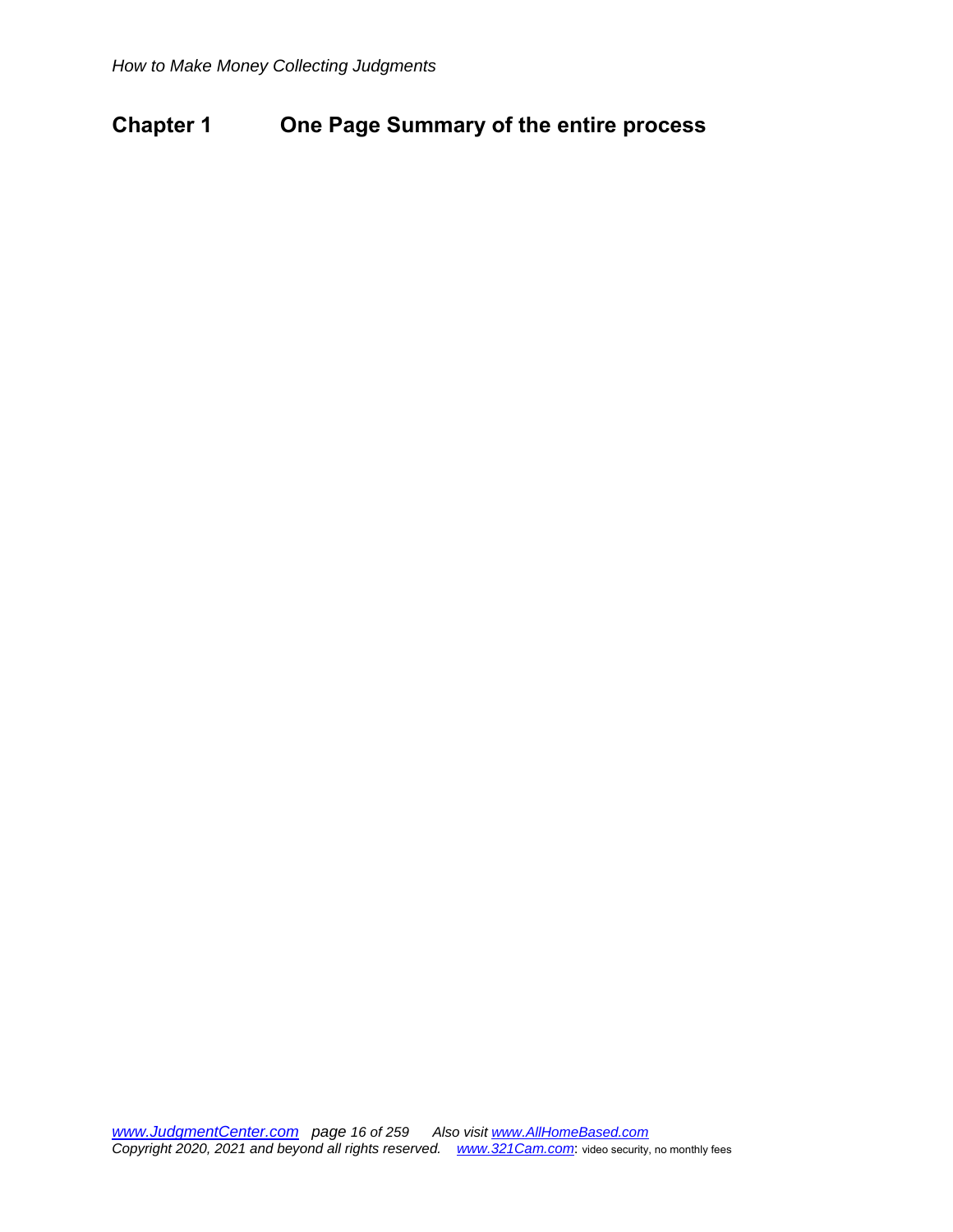# Chapter 1 One Page Summary of the entire process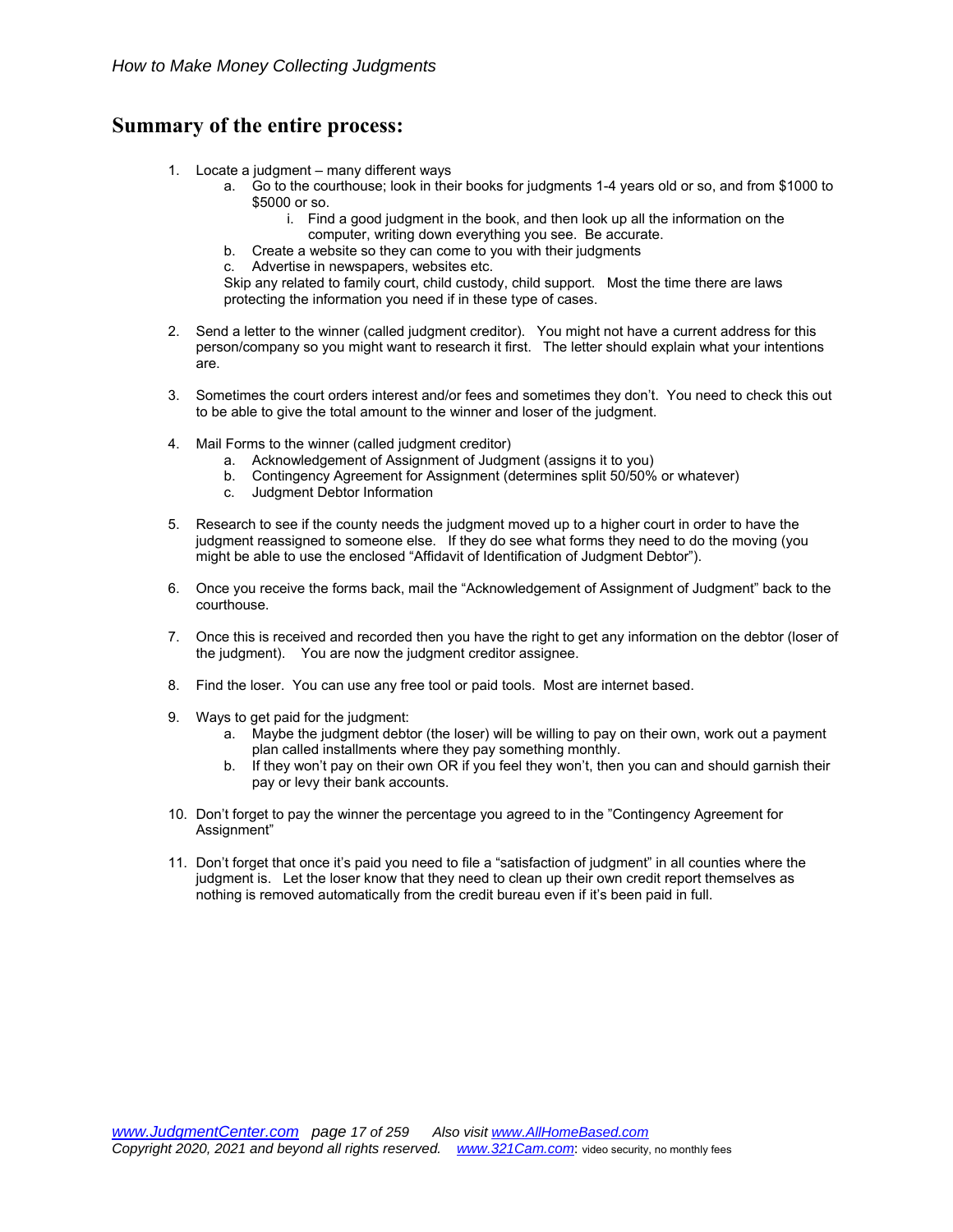## Summary of the entire process:

1. Locate a judgment – many different ways
   a. Go to the courthouse; look in their books for judgments 1-4 years old or so, and from $1000 to $5000 or so.
      i. Find a good judgment in the book, and then look up all the information on the computer, writing down everything you see. Be accurate.
   b. Create a website so they can come to you with their judgments
   c. Advertise in newspapers, websites etc.

   Skip any related to family court, child custody, child support. Most the time there are laws protecting the information you need if in these type of cases.

2. Send a letter to the winner (called judgment creditor). You might not have a current address for this person/company so you might want to research it first. The letter should explain what your intentions are.

3. Sometimes the court orders interest and/or fees and sometimes they don't. You need to check this out to be able to give the total amount to the winner and loser of the judgment.

4. Mail Forms to the winner (called judgment creditor)
   a. Acknowledgement of Assignment of Judgment (assigns it to you)
   b. Contingency Agreement for Assignment (determines split 50/50% or whatever)
   c. Judgment Debtor Information

5. Research to see if the county needs the judgment moved up to a higher court in order to have the judgment reassigned to someone else. If they do see what forms they need to do the moving (you might be able to use the enclosed "Affidavit of Identification of Judgment Debtor").

6. Once you receive the forms back, mail the "Acknowledgement of Assignment of Judgment" back to the courthouse.

7. Once this is received and recorded then you have the right to get any information on the debtor (loser of the judgment). You are now the judgment creditor assignee.

8. Find the loser. You can use any free tool or paid tools. Most are internet based.

9. Ways to get paid for the judgment:
   a. Maybe the judgment debtor (the loser) will be willing to pay on their own, work out a payment plan called installments where they pay something monthly.
   b. If they won't pay on their own OR if you feel they won't, then you can and should garnish their pay or levy their bank accounts.

10. Don't forget to pay the winner the percentage you agreed to in the "Contingency Agreement for Assignment"

11. Don't forget that once it's paid you need to file a "satisfaction of judgment" in all counties where the judgment is. Let the loser know that they need to clean up their own credit report themselves as nothing is removed automatically from the credit bureau even if it's been paid in full.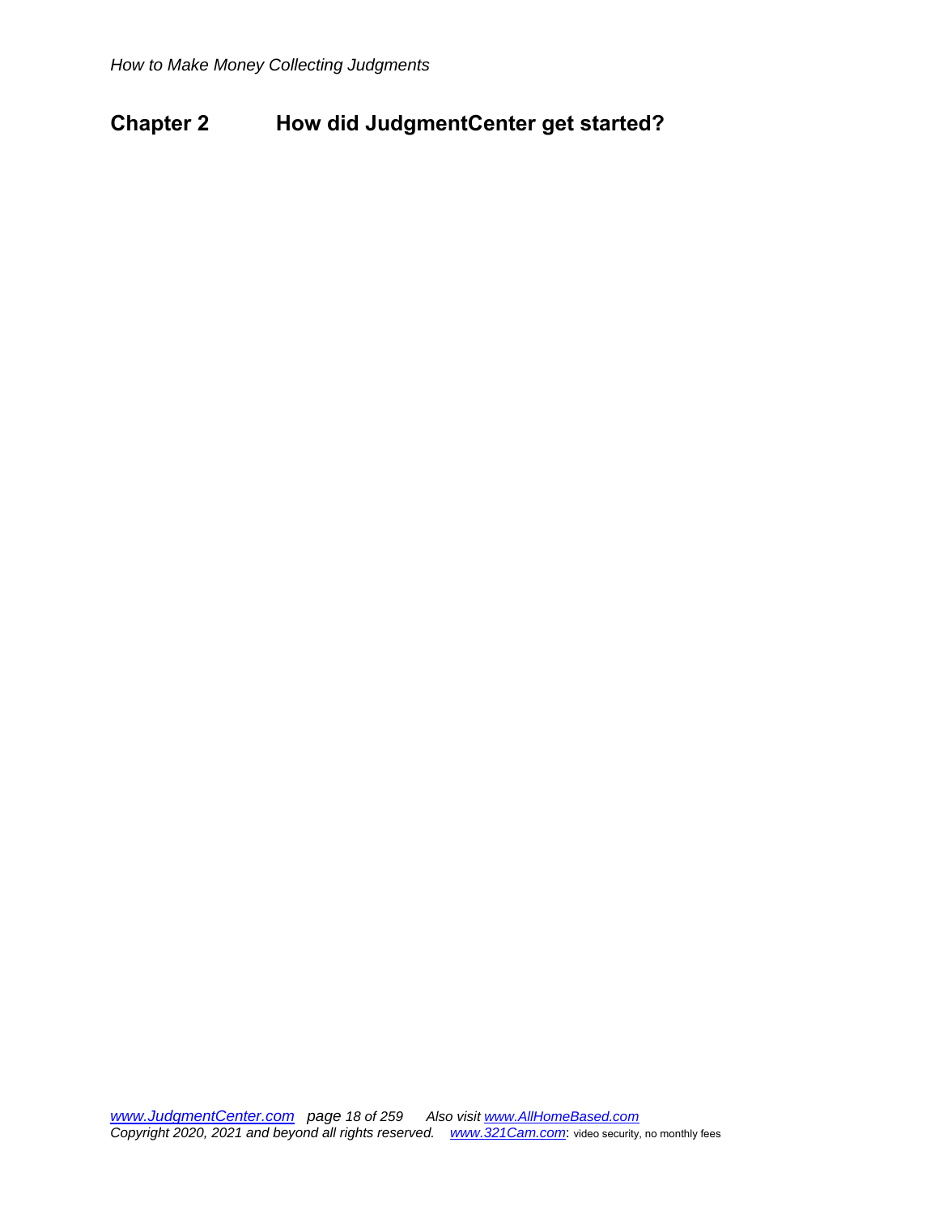## Chapter 2 How did JudgmentCenter get started?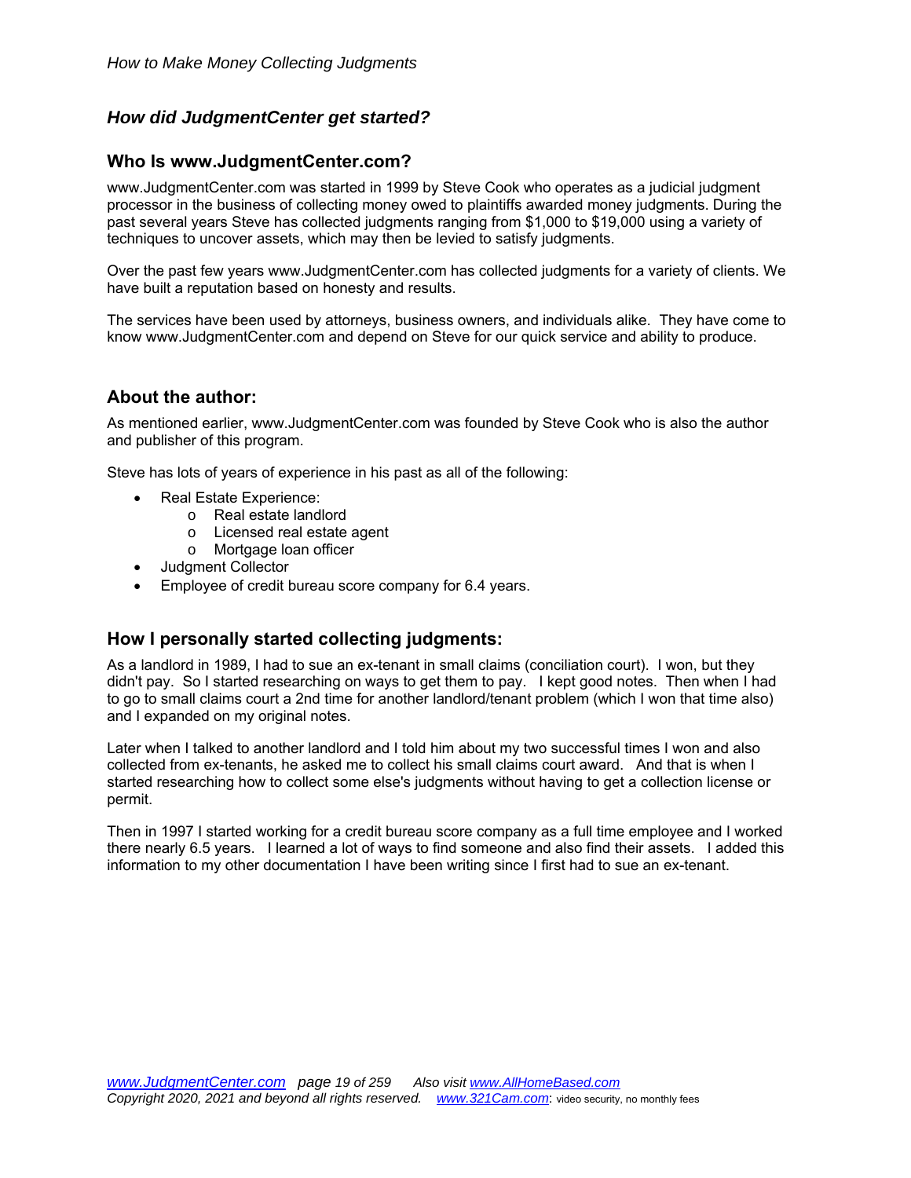## *How did JudgmentCenter get started?*

### Who Is www.JudgmentCenter.com?

www.JudgmentCenter.com was started in 1999 by Steve Cook who operates as a judicial judgment processor in the business of collecting money owed to plaintiffs awarded money judgments. During the past several years Steve has collected judgments ranging from $1,000 to $19,000 using a variety of techniques to uncover assets, which may then be levied to satisfy judgments.

Over the past few years www.JudgmentCenter.com has collected judgments for a variety of clients. We have built a reputation based on honesty and results.

The services have been used by attorneys, business owners, and individuals alike. They have come to know www.JudgmentCenter.com and depend on Steve for our quick service and ability to produce.

### About the author:

As mentioned earlier, www.JudgmentCenter.com was founded by Steve Cook who is also the author and publisher of this program.

Steve has lots of years of experience in his past as all of the following:

- Real Estate Experience:
  - Real estate landlord
  - Licensed real estate agent
  - Mortgage loan officer
- Judgment Collector
- Employee of credit bureau score company for 6.4 years.

### How I personally started collecting judgments:

As a landlord in 1989, I had to sue an ex-tenant in small claims (conciliation court). I won, but they didn't pay. So I started researching on ways to get them to pay. I kept good notes. Then when I had to go to small claims court a 2nd time for another landlord/tenant problem (which I won that time also) and I expanded on my original notes.

Later when I talked to another landlord and I told him about my two successful times I won and also collected from ex-tenants, he asked me to collect his small claims court award. And that is when I started researching how to collect some else's judgments without having to get a collection license or permit.

Then in 1997 I started working for a credit bureau score company as a full time employee and I worked there nearly 6.5 years. I learned a lot of ways to find someone and also find their assets. I added this information to my other documentation I have been writing since I first had to sue an ex-tenant.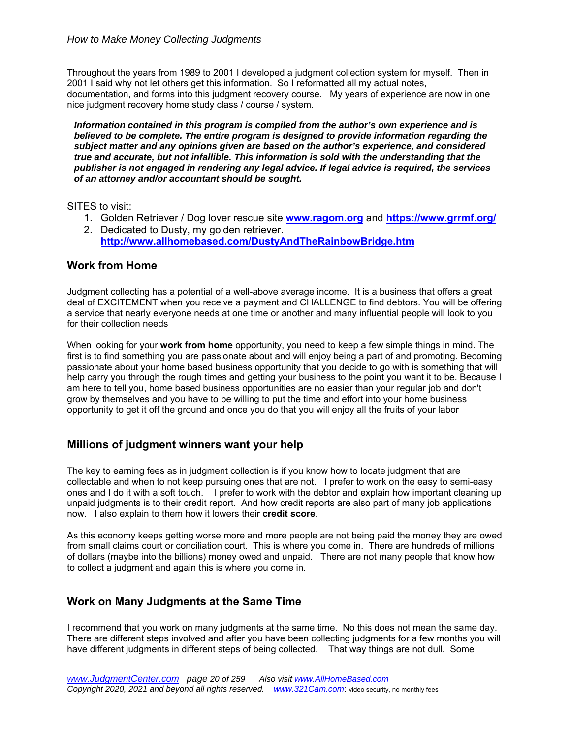Throughout the years from 1989 to 2001 I developed a judgment collection system for myself. Then in 2001 I said why not let others get this information. So I reformatted all my actual notes, documentation, and forms into this judgment recovery course. My years of experience are now in one nice judgment recovery home study class / course / system.

***Information contained in this program is compiled from the author's own experience and is believed to be complete. The entire program is designed to provide information regarding the subject matter and any opinions given are based on the author's experience, and considered true and accurate, but not infallible. This information is sold with the understanding that the publisher is not engaged in rendering any legal advice. If legal advice is required, the services of an attorney and/or accountant should be sought.***

SITES to visit:

1. Golden Retriever / Dog lover rescue site **www.ragom.org** and **https://www.grrmf.org/**
2. Dedicated to Dusty, my golden retriever. **http://www.allhomebased.com/DustyAndTheRainbowBridge.htm**

## Work from Home

Judgment collecting has a potential of a well-above average income. It is a business that offers a great deal of EXCITEMENT when you receive a payment and CHALLENGE to find debtors. You will be offering a service that nearly everyone needs at one time or another and many influential people will look to you for their collection needs

When looking for your **work from home** opportunity, you need to keep a few simple things in mind. The first is to find something you are passionate about and will enjoy being a part of and promoting. Becoming passionate about your home based business opportunity that you decide to go with is something that will help carry you through the rough times and getting your business to the point you want it to be. Because I am here to tell you, home based business opportunities are no easier than your regular job and don't grow by themselves and you have to be willing to put the time and effort into your home business opportunity to get it off the ground and once you do that you will enjoy all the fruits of your labor

## Millions of judgment winners want your help

The key to earning fees as in judgment collection is if you know how to locate judgment that are collectable and when to not keep pursuing ones that are not. I prefer to work on the easy to semi-easy ones and I do it with a soft touch. I prefer to work with the debtor and explain how important cleaning up unpaid judgments is to their credit report. And how credit reports are also part of many job applications now. I also explain to them how it lowers their **credit score**.

As this economy keeps getting worse more and more people are not being paid the money they are owed from small claims court or conciliation court. This is where you come in. There are hundreds of millions of dollars (maybe into the billions) money owed and unpaid. There are not many people that know how to collect a judgment and again this is where you come in.

## Work on Many Judgments at the Same Time

I recommend that you work on many judgments at the same time. No this does not mean the same day. There are different steps involved and after you have been collecting judgments for a few months you will have different judgments in different steps of being collected. That way things are not dull. Some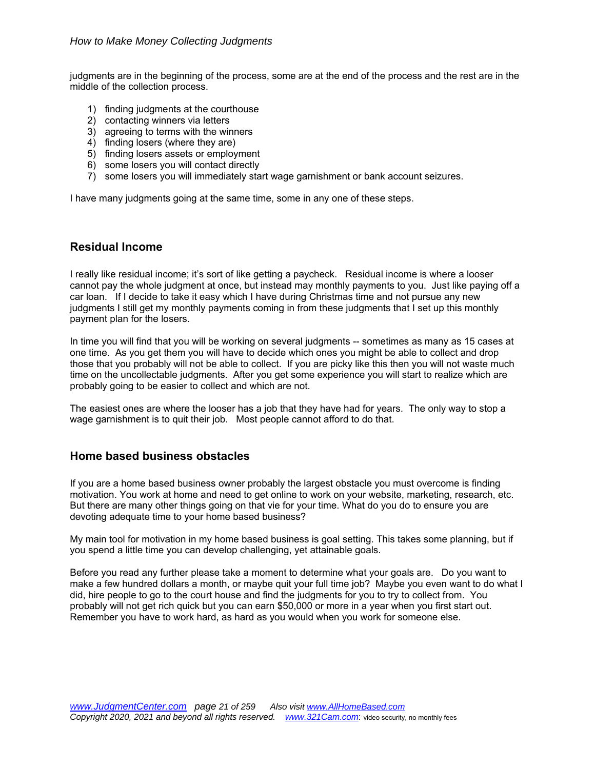judgments are in the beginning of the process, some are at the end of the process and the rest are in the middle of the collection process.

1) finding judgments at the courthouse
2) contacting winners via letters
3) agreeing to terms with the winners
4) finding losers (where they are)
5) finding losers assets or employment
6) some losers you will contact directly
7) some losers you will immediately start wage garnishment or bank account seizures.

I have many judgments going at the same time, some in any one of these steps.

## Residual Income

I really like residual income; it's sort of like getting a paycheck. Residual income is where a looser cannot pay the whole judgment at once, but instead may monthly payments to you. Just like paying off a car loan. If I decide to take it easy which I have during Christmas time and not pursue any new judgments I still get my monthly payments coming in from these judgments that I set up this monthly payment plan for the losers.

In time you will find that you will be working on several judgments -- sometimes as many as 15 cases at one time. As you get them you will have to decide which ones you might be able to collect and drop those that you probably will not be able to collect. If you are picky like this then you will not waste much time on the uncollectable judgments. After you get some experience you will start to realize which are probably going to be easier to collect and which are not.

The easiest ones are where the looser has a job that they have had for years. The only way to stop a wage garnishment is to quit their job. Most people cannot afford to do that.

## Home based business obstacles

If you are a home based business owner probably the largest obstacle you must overcome is finding motivation. You work at home and need to get online to work on your website, marketing, research, etc. But there are many other things going on that vie for your time. What do you do to ensure you are devoting adequate time to your home based business?

My main tool for motivation in my home based business is goal setting. This takes some planning, but if you spend a little time you can develop challenging, yet attainable goals.

Before you read any further please take a moment to determine what your goals are. Do you want to make a few hundred dollars a month, or maybe quit your full time job? Maybe you even want to do what I did, hire people to go to the court house and find the judgments for you to try to collect from. You probably will not get rich quick but you can earn $50,000 or more in a year when you first start out. Remember you have to work hard, as hard as you would when you work for someone else.